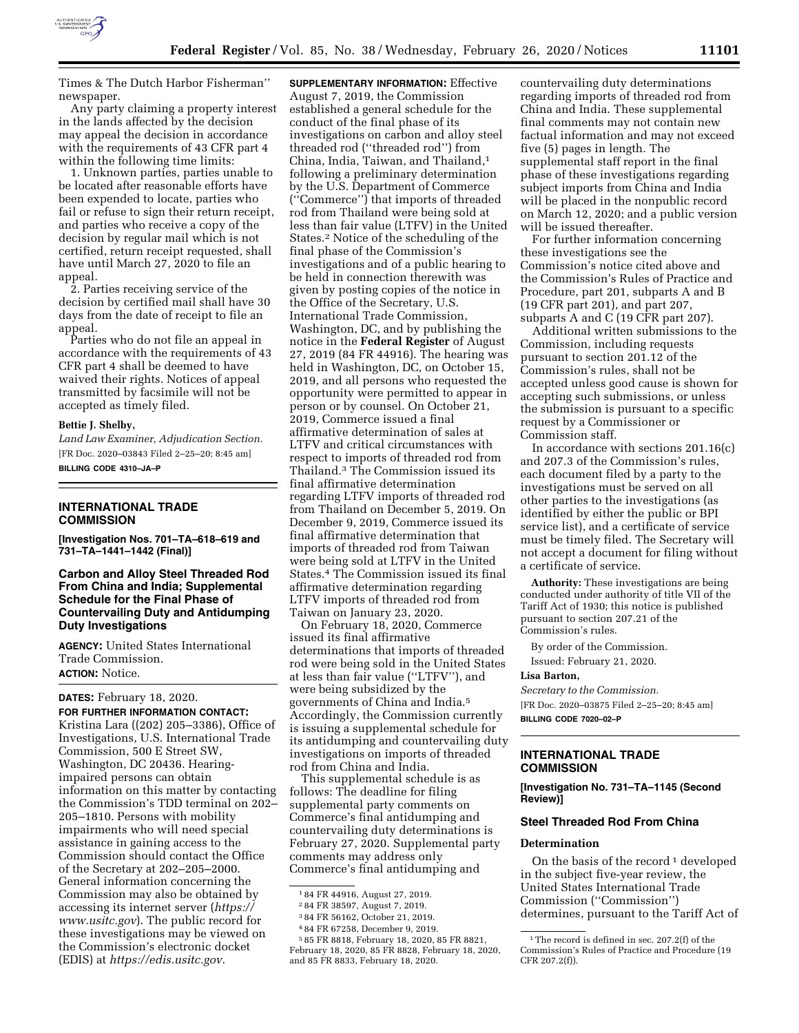Times & The Dutch Harbor Fisherman'' newspaper.

Any party claiming a property interest in the lands affected by the decision may appeal the decision in accordance with the requirements of 43 CFR part 4 within the following time limits:

1. Unknown parties, parties unable to be located after reasonable efforts have been expended to locate, parties who fail or refuse to sign their return receipt, and parties who receive a copy of the decision by regular mail which is not certified, return receipt requested, shall have until March 27, 2020 to file an appeal.

2. Parties receiving service of the decision by certified mail shall have 30 days from the date of receipt to file an appeal.

Parties who do not file an appeal in accordance with the requirements of 43 CFR part 4 shall be deemed to have waived their rights. Notices of appeal transmitted by facsimile will not be accepted as timely filed.

**Bettie J. Shelby,**

*Land Law Examiner, Adjudication Section.*

[FR Doc. 2020–03843 Filed 2–25–20; 8:45 am]

**BILLING CODE 4310–JA–P**

---

## INTERNATIONAL TRADE COMMISSION

**[Investigation Nos. 701–TA–618–619 and 731–TA–1441–1442 (Final)]**

### Carbon and Alloy Steel Threaded Rod From China and India; Supplemental Schedule for the Final Phase of Countervailing Duty and Antidumping Duty Investigations

**AGENCY:** United States International Trade Commission.

**ACTION:** Notice.

**DATES:** February 18, 2020.

**FOR FURTHER INFORMATION CONTACT:** Kristina Lara ((202) 205–3386), Office of Investigations, U.S. International Trade Commission, 500 E Street SW, Washington, DC 20436. Hearing-impaired persons can obtain information on this matter by contacting the Commission's TDD terminal on 202–205–1810. Persons with mobility impairments who will need special assistance in gaining access to the Commission should contact the Office of the Secretary at 202–205–2000. General information concerning the Commission may also be obtained by accessing its internet server (*https://www.usitc.gov*). The public record for these investigations may be viewed on the Commission's electronic docket (EDIS) at *https://edis.usitc.gov*.

**SUPPLEMENTARY INFORMATION:** Effective August 7, 2019, the Commission established a general schedule for the conduct of the final phase of its investigations on carbon and alloy steel threaded rod (''threaded rod'') from China, India, Taiwan, and Thailand,[1] following a preliminary determination by the U.S. Department of Commerce (''Commerce'') that imports of threaded rod from Thailand were being sold at less than fair value (LTFV) in the United States.[2] Notice of the scheduling of the final phase of the Commission's investigations and of a public hearing to be held in connection therewith was given by posting copies of the notice in the Office of the Secretary, U.S. International Trade Commission, Washington, DC, and by publishing the notice in the **Federal Register** of August 27, 2019 (84 FR 44916). The hearing was held in Washington, DC, on October 15, 2019, and all persons who requested the opportunity were permitted to appear in person or by counsel. On October 21, 2019, Commerce issued a final affirmative determination of sales at LTFV and critical circumstances with respect to imports of threaded rod from Thailand.[3] The Commission issued its final affirmative determination regarding LTFV imports of threaded rod from Thailand on December 5, 2019. On December 9, 2019, Commerce issued its final affirmative determination that imports of threaded rod from Taiwan were being sold at LTFV in the United States.[4] The Commission issued its final affirmative determination regarding LTFV imports of threaded rod from Taiwan on January 23, 2020.

On February 18, 2020, Commerce issued its final affirmative determinations that imports of threaded rod were being sold in the United States at less than fair value (''LTFV''), and were being subsidized by the governments of China and India.[5] Accordingly, the Commission currently is issuing a supplemental schedule for its antidumping and countervailing duty investigations on imports of threaded rod from China and India.

This supplemental schedule is as follows: The deadline for filing supplemental party comments on Commerce's final antidumping and countervailing duty determinations is February 27, 2020. Supplemental party comments may address only Commerce's final antidumping and countervailing duty determinations regarding imports of threaded rod from China and India. These supplemental final comments may not contain new factual information and may not exceed five (5) pages in length. The supplemental staff report in the final phase of these investigations regarding subject imports from China and India will be placed in the nonpublic record on March 12, 2020; and a public version will be issued thereafter.

For further information concerning these investigations see the Commission's notice cited above and the Commission's Rules of Practice and Procedure, part 201, subparts A and B (19 CFR part 201), and part 207, subparts A and C (19 CFR part 207).

Additional written submissions to the Commission, including requests pursuant to section 201.12 of the Commission's rules, shall not be accepted unless good cause is shown for accepting such submissions, or unless the submission is pursuant to a specific request by a Commissioner or Commission staff.

In accordance with sections 201.16(c) and 207.3 of the Commission's rules, each document filed by a party to the investigations must be served on all other parties to the investigations (as identified by either the public or BPI service list), and a certificate of service must be timely filed. The Secretary will not accept a document for filing without a certificate of service.

**Authority:** These investigations are being conducted under authority of title VII of the Tariff Act of 1930; this notice is published pursuant to section 207.21 of the Commission's rules.

By order of the Commission.

Issued: February 21, 2020.

**Lisa Barton,**

*Secretary to the Commission.*

[FR Doc. 2020–03875 Filed 2–25–20; 8:45 am]

**BILLING CODE 7020–02–P**

[1] 84 FR 44916, August 27, 2019.

[2] 84 FR 38597, August 7, 2019.

[3] 84 FR 56162, October 21, 2019.

[4] 84 FR 67258, December 9, 2019.

[5] 85 FR 8818, February 18, 2020, 85 FR 8821, February 18, 2020, 85 FR 8828, February 18, 2020, and 85 FR 8833, February 18, 2020.

---

## INTERNATIONAL TRADE COMMISSION

**[Investigation No. 731–TA–1145 (Second Review)]**

### Steel Threaded Rod From China

#### Determination

On the basis of the record[1] developed in the subject five-year review, the United States International Trade Commission (''Commission'') determines, pursuant to the Tariff Act of

[1] The record is defined in sec. 207.2(f) of the Commission's Rules of Practice and Procedure (19 CFR 207.2(f)).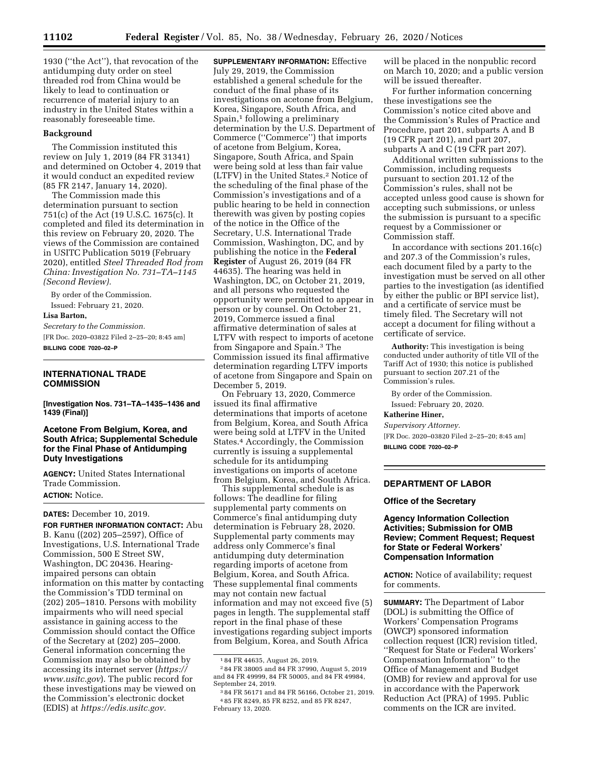1930 (''the Act''), that revocation of the antidumping duty order on steel threaded rod from China would be likely to lead to continuation or recurrence of material injury to an industry in the United States within a reasonably foreseeable time.

### Background

The Commission instituted this review on July 1, 2019 (84 FR 31341) and determined on October 4, 2019 that it would conduct an expedited review (85 FR 2147, January 14, 2020).

The Commission made this determination pursuant to section 751(c) of the Act (19 U.S.C. 1675(c). It completed and filed its determination in this review on February 20, 2020. The views of the Commission are contained in USITC Publication 5019 (February 2020), entitled *Steel Threaded Rod from China: Investigation No. 731–TA–1145 (Second Review).*

By order of the Commission.

Issued: February 21, 2020.

**Lisa Barton,**

*Secretary to the Commission.*

[FR Doc. 2020–03822 Filed 2–25–20; 8:45 am]

**BILLING CODE 7020–02–P**

---

## INTERNATIONAL TRADE COMMISSION

**[Investigation Nos. 731–TA–1435–1436 and 1439 (Final)]**

## Acetone From Belgium, Korea, and South Africa; Supplemental Schedule for the Final Phase of Antidumping Duty Investigations

**AGENCY:** United States International Trade Commission.

**ACTION:** Notice.

**DATES:** December 10, 2019.

**FOR FURTHER INFORMATION CONTACT:** Abu B. Kanu ((202) 205–2597), Office of Investigations, U.S. International Trade Commission, 500 E Street SW, Washington, DC 20436. Hearing-impaired persons can obtain information on this matter by contacting the Commission's TDD terminal on (202) 205–1810. Persons with mobility impairments who will need special assistance in gaining access to the Commission should contact the Office of the Secretary at (202) 205–2000. General information concerning the Commission may also be obtained by accessing its internet server (*https://www.usitc.gov*). The public record for these investigations may be viewed on the Commission's electronic docket (EDIS) at *https://edis.usitc.gov*.

**SUPPLEMENTARY INFORMATION:** Effective July 29, 2019, the Commission established a general schedule for the conduct of the final phase of its investigations on acetone from Belgium, Korea, Singapore, South Africa, and Spain,[1] following a preliminary determination by the U.S. Department of Commerce (''Commerce'') that imports of acetone from Belgium, Korea, Singapore, South Africa, and Spain were being sold at less than fair value (LTFV) in the United States.[2] Notice of the scheduling of the final phase of the Commission's investigations and of a public hearing to be held in connection therewith was given by posting copies of the notice in the Office of the Secretary, U.S. International Trade Commission, Washington, DC, and by publishing the notice in the **Federal Register** of August 26, 2019 (84 FR 44635). The hearing was held in Washington, DC, on October 21, 2019, and all persons who requested the opportunity were permitted to appear in person or by counsel. On October 21, 2019, Commerce issued a final affirmative determination of sales at LTFV with respect to imports of acetone from Singapore and Spain.[3] The Commission issued its final affirmative determination regarding LTFV imports of acetone from Singapore and Spain on December 5, 2019.

On February 13, 2020, Commerce issued its final affirmative determinations that imports of acetone from Belgium, Korea, and South Africa were being sold at LTFV in the United States.[4] Accordingly, the Commission currently is issuing a supplemental schedule for its antidumping investigations on imports of acetone from Belgium, Korea, and South Africa.

This supplemental schedule is as follows: The deadline for filing supplemental party comments on Commerce's final antidumping duty determination is February 28, 2020. Supplemental party comments may address only Commerce's final antidumping duty determination regarding imports of acetone from Belgium, Korea, and South Africa. These supplemental final comments may not contain new factual information and may not exceed five (5) pages in length. The supplemental staff report in the final phase of these investigations regarding subject imports from Belgium, Korea, and South Africa will be placed in the nonpublic record on March 10, 2020; and a public version will be issued thereafter.

For further information concerning these investigations see the Commission's notice cited above and the Commission's Rules of Practice and Procedure, part 201, subparts A and B (19 CFR part 201), and part 207, subparts A and C (19 CFR part 207).

Additional written submissions to the Commission, including requests pursuant to section 201.12 of the Commission's rules, shall not be accepted unless good cause is shown for accepting such submissions, or unless the submission is pursuant to a specific request by a Commissioner or Commission staff.

In accordance with sections 201.16(c) and 207.3 of the Commission's rules, each document filed by a party to the investigation must be served on all other parties to the investigation (as identified by either the public or BPI service list), and a certificate of service must be timely filed. The Secretary will not accept a document for filing without a certificate of service.

**Authority:** This investigation is being conducted under authority of title VII of the Tariff Act of 1930; this notice is published pursuant to section 207.21 of the Commission's rules.

By order of the Commission.

Issued: February 20, 2020.

**Katherine Hiner,**

*Supervisory Attorney.*

[FR Doc. 2020–03820 Filed 2–25–20; 8:45 am]

**BILLING CODE 7020–02–P**

[1] 84 FR 44635, August 26, 2019.

[2] 84 FR 38005 and 84 FR 37990, August 5, 2019 and 84 FR 49999, 84 FR 50005, and 84 FR 49984, September 24, 2019.

[3] 84 FR 56171 and 84 FR 56166, October 21, 2019.

[4] 85 FR 8249, 85 FR 8252, and 85 FR 8247, February 13, 2020.

---

## DEPARTMENT OF LABOR

### Office of the Secretary

## Agency Information Collection Activities; Submission for OMB Review; Comment Request; Request for State or Federal Workers' Compensation Information

**ACTION:** Notice of availability; request for comments.

**SUMMARY:** The Department of Labor (DOL) is submitting the Office of Workers' Compensation Programs (OWCP) sponsored information collection request (ICR) revision titled, ''Request for State or Federal Workers' Compensation Information'' to the Office of Management and Budget (OMB) for review and approval for use in accordance with the Paperwork Reduction Act (PRA) of 1995. Public comments on the ICR are invited.